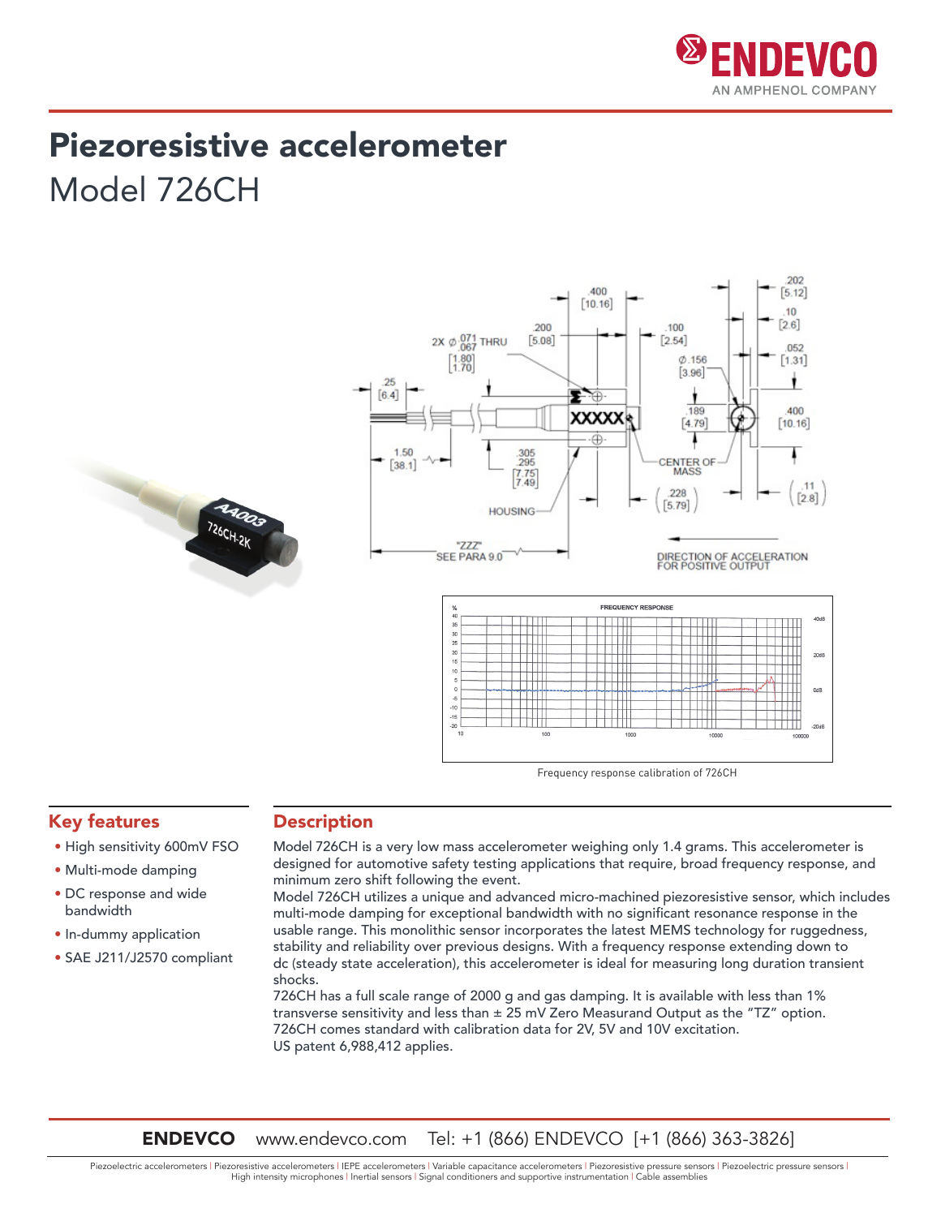# Piezoresistive accelerometer

## Model 726CH

Frequency response calibration of 726CH

## Key features

- High sensitivity 600mV FSO
- Multi-mode damping
- DC response and wide bandwidth
- In-dummy application
- SAE J211/J2570 compliant

## Description

Model 726CH is a very low mass accelerometer weighing only 1.4 grams. This accelerometer is designed for automotive safety testing applications that require, broad frequency response, and minimum zero shift following the event.

Model 726CH utilizes a unique and advanced micro-machined piezoresistive sensor, which includes multi-mode damping for exceptional bandwidth with no significant resonance response in the usable range. This monolithic sensor incorporates the latest MEMS technology for ruggedness, stability and reliability over previous designs. With a frequency response extending down to dc (steady state acceleration), this accelerometer is ideal for measuring long duration transient shocks.

726CH has a full scale range of 2000 g and gas damping. It is available with less than 1% transverse sensitivity and less than ± 25 mV Zero Measurand Output as the "TZ" option.

726CH comes standard with calibration data for 2V, 5V and 10V excitation.

US patent 6,988,412 applies.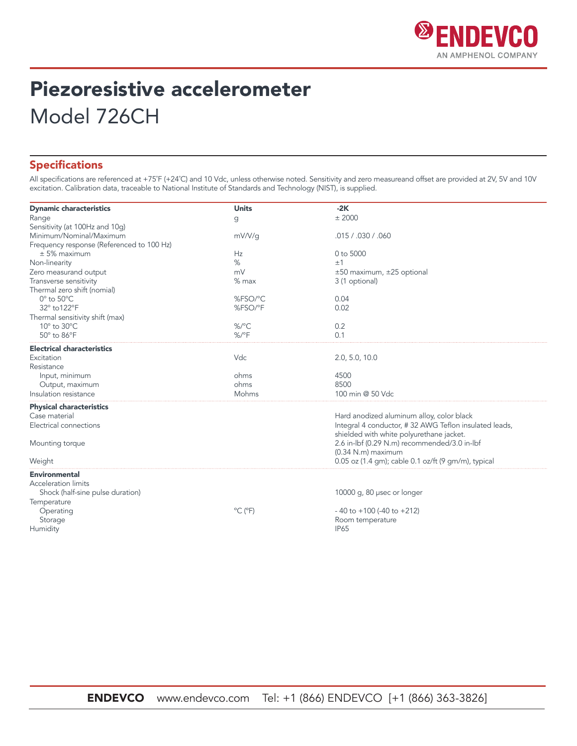# Piezoresistive accelerometer

Model 726CH

## Specifications

All specifications are referenced at +75˚F (+24˚C) and 10 Vdc, unless otherwise noted. Sensitivity and zero measureand offset are provided at 2V, 5V and 10V excitation. Calibration data, traceable to National Institute of Standards and Technology (NIST), is supplied.

| **Dynamic characteristics** | **Units** | **-2K** |
|---|---|---|
| Range | g | ± 2000 |
| Sensitivity (at 100Hz and 10g) | | |
| Minimum/Nominal/Maximum | mV/V/g | .015 / .030 / .060 |
| Frequency response (Referenced to 100 Hz) | | |
| ± 5% maximum | Hz | 0 to 5000 |
| Non-linearity | % | ±1 |
| Zero measurand output | mV | ±50 maximum, ±25 optional |
| Transverse sensitivity | % max | 3 (1 optional) |
| Thermal zero shift (nomial) | | |
| 0° to 50°C | %FSO/°C | 0.04 |
| 32° to122°F | %FSO/°F | 0.02 |
| Thermal sensitivity shift (max) | | |
| 10° to 30°C | %/°C | 0.2 |
| 50° to 86°F | %/°F | 0.1 |
| **Electrical characteristics** | | |
| Excitation | Vdc | 2.0, 5.0, 10.0 |
| Resistance | | |
| Input, minimum | ohms | 4500 |
| Output, maximum | ohms | 8500 |
| Insulation resistance | Mohms | 100 min @ 50 Vdc |
| **Physical characteristics** | | |
| Case material | | Hard anodized aluminum alloy, color black |
| Electrical connections | | Integral 4 conductor, # 32 AWG Teflon insulated leads, shielded with white polyurethane jacket. |
| Mounting torque | | 2.6 in-lbf (0.29 N.m) recommended/3.0 in-lbf (0.34 N.m) maximum |
| Weight | | 0.05 oz (1.4 gm); cable 0.1 oz/ft (9 gm/m), typical |
| **Environmental** | | |
| Acceleration limits | | |
| Shock (half-sine pulse duration) | | 10000 g, 80 µsec or longer |
| Temperature | | |
| Operating | °C (°F) | - 40 to +100 (-40 to +212) |
| Storage | | Room temperature |
| Humidity | | IP65 |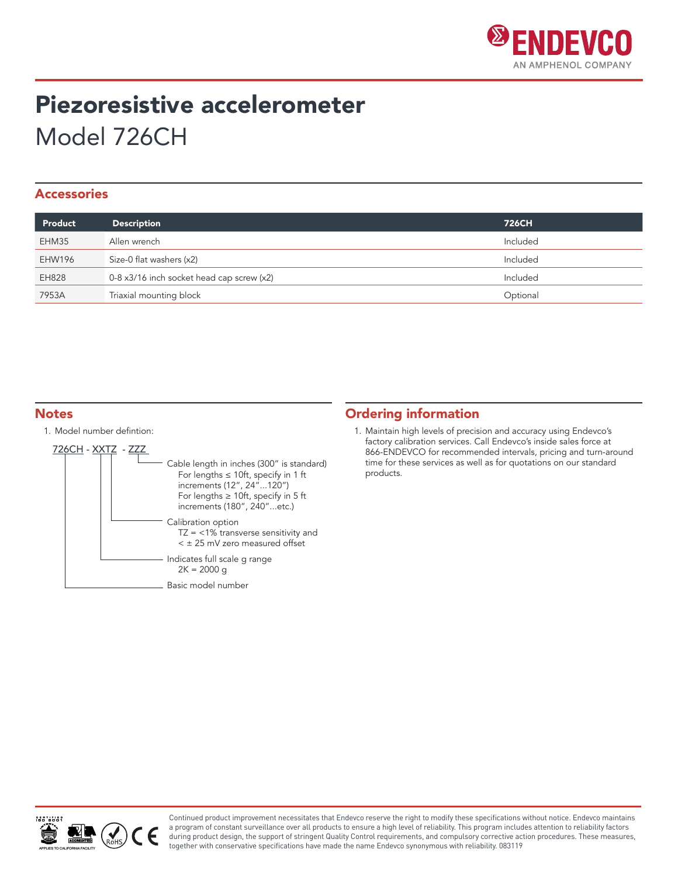# Piezoresistive accelerometer

Model 726CH

## Accessories

| Product | Description | 726CH |
|---|---|---|
| EHM35 | Allen wrench | Included |
| EHW196 | Size-0 flat washers (x2) | Included |
| EH828 | 0-8 x3/16 inch socket head cap screw (x2) | Included |
| 7953A | Triaxial mounting block | Optional |

## Notes

1. Model number defintion:

726CH - XXTZ - ZZZ

- Cable length in inches (300" is standard)
  - For lengths ≤ 10ft, specify in 1 ft increments (12", 24"...120")
  - For lengths ≥ 10ft, specify in 5 ft increments (180", 240"...etc.)
- Calibration option
  - TZ = <1% transverse sensitivity and < ± 25 mV zero measured offset
- Indicates full scale g range
  - 2K = 2000 g
- Basic model number

## Ordering information

1. Maintain high levels of precision and accuracy using Endevco's factory calibration services. Call Endevco's inside sales force at 866-ENDEVCO for recommended intervals, pricing and turn-around time for these services as well as for quotations on our standard products.

Continued product improvement necessitates that Endevco reserve the right to modify these specifications without notice. Endevco maintains a program of constant surveillance over all products to ensure a high level of reliability. This program includes attention to reliability factors during product design, the support of stringent Quality Control requirements, and compulsory corrective action procedures. These measures, together with conservative specifications have made the name Endevco synonymous with reliability. 083119